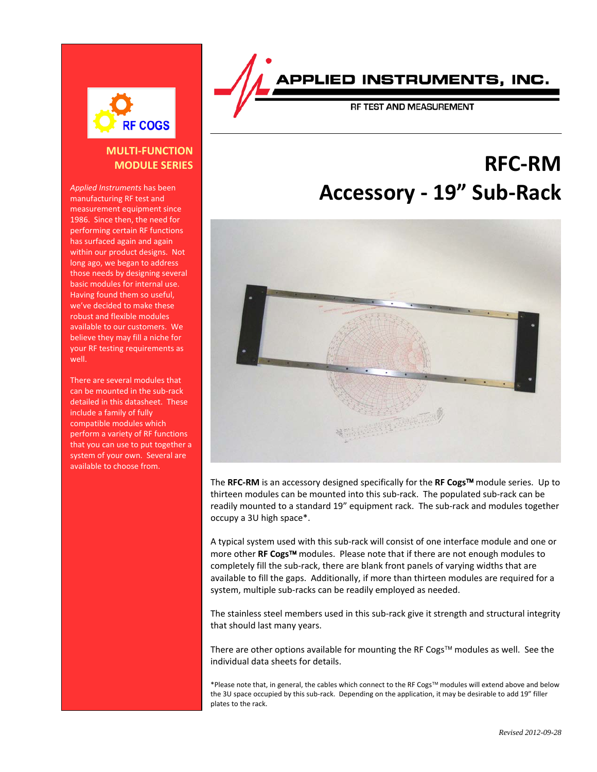RF COGS

**MULTI-FUNCTION MODULE SERIES**

*Applied Instruments* has been manufacturing RF test and measurement equipment since 1986. Since then, the need for performing certain RF functions has surfaced again and again within our product designs. Not long ago, we began to address those needs by designing several basic modules for internal use. Having found them so useful, we've decided to make these robust and flexible modules available to our customers. We believe they may fill a niche for your RF testing requirements as well.

There are several modules that can be mounted in the sub-rack detailed in this datasheet. These include a family of fully compatible modules which perform a variety of RF functions that you can use to put together a system of your own. Several are available to choose from.

APPLIED INSTRUMENTS, INC.

RF TEST AND MEASUREMENT

# RFC-RM
# Accessory - 19" Sub-Rack

The **RFC-RM** is an accessory designed specifically for the **RF Cogs™** module series. Up to thirteen modules can be mounted into this sub-rack. The populated sub-rack can be readily mounted to a standard 19" equipment rack. The sub-rack and modules together occupy a 3U high space*.

A typical system used with this sub-rack will consist of one interface module and one or more other **RF Cogs™** modules. Please note that if there are not enough modules to completely fill the sub-rack, there are blank front panels of varying widths that are available to fill the gaps. Additionally, if more than thirteen modules are required for a system, multiple sub-racks can be readily employed as needed.

The stainless steel members used in this sub-rack give it strength and structural integrity that should last many years.

There are other options available for mounting the RF Cogs™ modules as well. See the individual data sheets for details.

*Please note that, in general, the cables which connect to the RF Cogs™ modules will extend above and below the 3U space occupied by this sub-rack. Depending on the application, it may be desirable to add 19" filler plates to the rack.

*Revised 2012-09-28*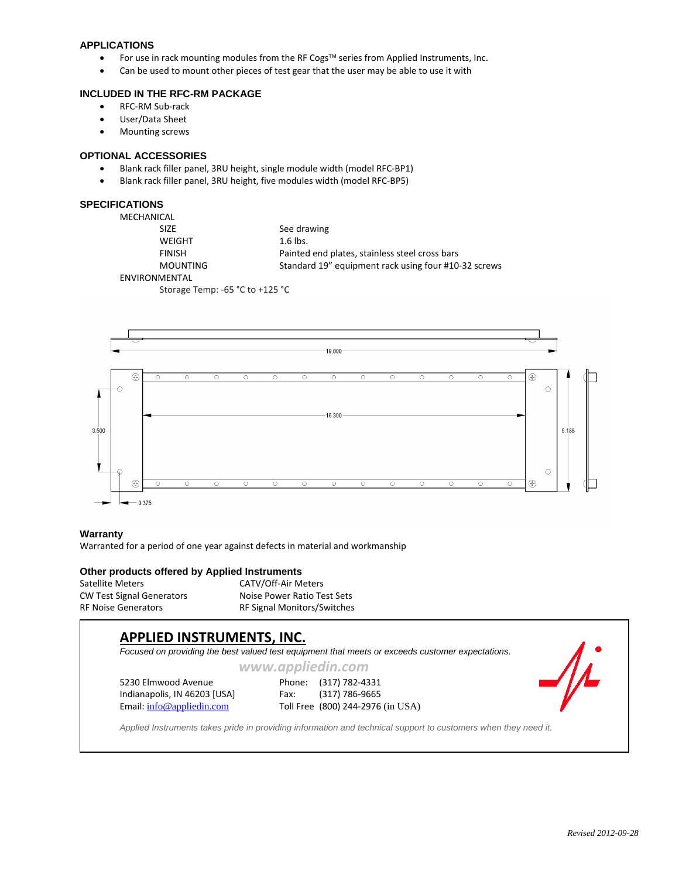### APPLICATIONS

- For use in rack mounting modules from the RF Cogs™ series from Applied Instruments, Inc.
- Can be used to mount other pieces of test gear that the user may be able to use it with

### INCLUDED IN THE RFC-RM PACKAGE

- RFC-RM Sub-rack
- User/Data Sheet
- Mounting screws

### OPTIONAL ACCESSORIES

- Blank rack filler panel, 3RU height, single module width (model RFC-BP1)
- Blank rack filler panel, 3RU height, five modules width (model RFC-BP5)

### SPECIFICATIONS

MECHANICAL

| | |
|---|---|
| SIZE | See drawing |
| WEIGHT | 1.6 lbs. |
| FINISH | Painted end plates, stainless steel cross bars |
| MOUNTING | Standard 19" equipment rack using four #10-32 screws |

ENVIRONMENTAL

Storage Temp: -65 °C to +125 °C

19.000

16.300

3.500

5.188

0.375

### Warranty

Warranted for a period of one year against defects in material and workmanship

### Other products offered by Applied Instruments

| | |
|---|---|
| Satellite Meters | CATV/Off-Air Meters |
| CW Test Signal Generators | Noise Power Ratio Test Sets |
| RF Noise Generators | RF Signal Monitors/Switches |

## APPLIED INSTRUMENTS, INC.

*Focused on providing the best valued test equipment that meets or exceeds customer expectations.*

**www.appliedin.com**

5230 Elmwood Avenue
Indianapolis, IN 46203 [USA]
Email: info@appliedin.com

Phone: (317) 782-4331
Fax: (317) 786-9665
Toll Free (800) 244-2976 (in USA)

*Applied Instruments takes pride in providing information and technical support to customers when they need it.*

*Revised 2012-09-28*